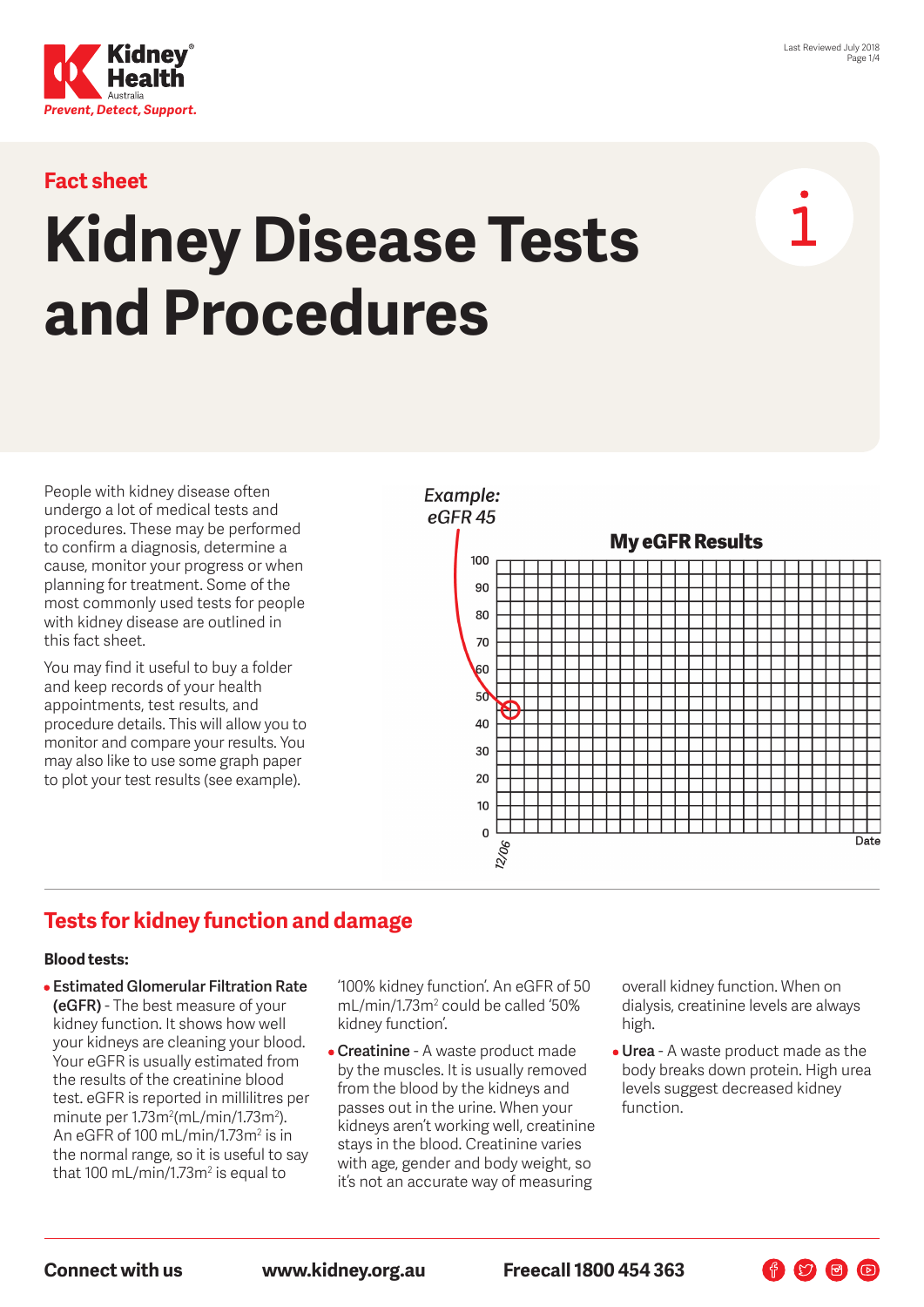Fact sheet

# Kidney Disease Tests and Procedures

People with kidney disease often undergo a lot of medical tests and procedures. These may be performed to confirm a diagnosis, determine a cause, monitor your progress or when planning for treatment. Some of the most commonly used tests for people with kidney disease are outlined in this fact sheet.

You may find it useful to buy a folder and keep records of your health appointments, test results, and procedure details. This will allow you to monitor and compare your results. You may also like to use some graph paper to plot your test results (see example).

*Example: eGFR 45*

**My eGFR Results**

## Tests for kidney function and damage

### Blood tests:

- **Estimated Glomerular Filtration Rate (eGFR)** - The best measure of your kidney function. It shows how well your kidneys are cleaning your blood. Your eGFR is usually estimated from the results of the creatinine blood test. eGFR is reported in millilitres per minute per 1.73m$^2$(mL/min/1.73m$^2$). An eGFR of 100 mL/min/1.73m$^2$ is in the normal range, so it is useful to say that 100 mL/min/1.73m$^2$ is equal to '100% kidney function'. An eGFR of 50 mL/min/1.73m$^2$ could be called '50% kidney function'.
- **Creatinine** - A waste product made by the muscles. It is usually removed from the blood by the kidneys and passes out in the urine. When your kidneys aren't working well, creatinine stays in the blood. Creatinine varies with age, gender and body weight, so it's not an accurate way of measuring overall kidney function. When on dialysis, creatinine levels are always high.
- **Urea** - A waste product made as the body breaks down protein. High urea levels suggest decreased kidney function.

**Connect with us** **www.kidney.org.au** **Freecall 1800 454 363**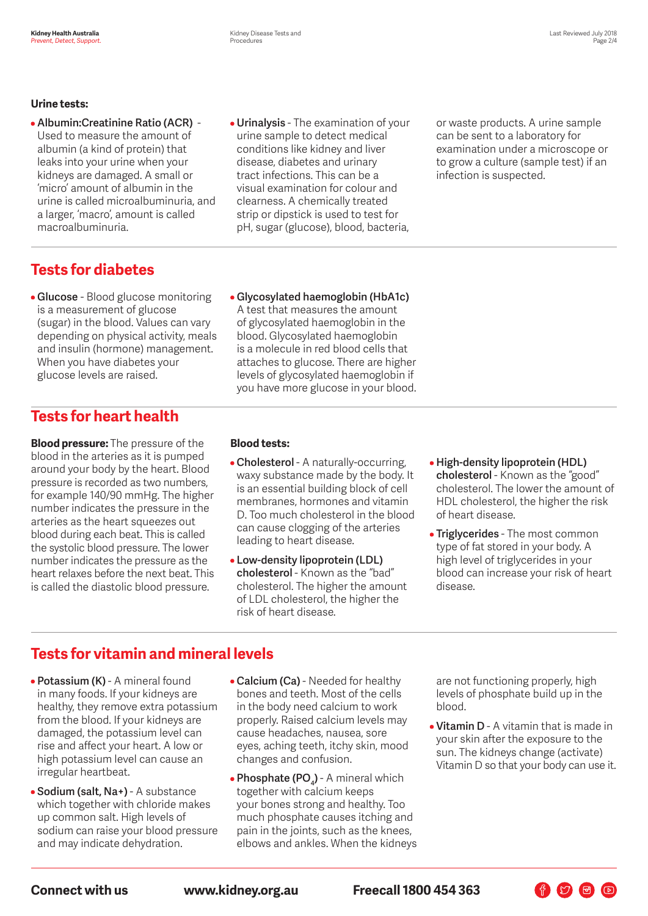**Urine tests:**

- **Albumin:Creatinine Ratio (ACR)** - Used to measure the amount of albumin (a kind of protein) that leaks into your urine when your kidneys are damaged. A small or 'micro' amount of albumin in the urine is called microalbuminuria, and a larger, 'macro', amount is called macroalbuminuria.
- **Urinalysis** - The examination of your urine sample to detect medical conditions like kidney and liver disease, diabetes and urinary tract infections. This can be a visual examination for colour and clearness. A chemically treated strip or dipstick is used to test for pH, sugar (glucose), blood, bacteria, or waste products. A urine sample can be sent to a laboratory for examination under a microscope or to grow a culture (sample test) if an infection is suspected.

## Tests for diabetes

- **Glucose** - Blood glucose monitoring is a measurement of glucose (sugar) in the blood. Values can vary depending on physical activity, meals and insulin (hormone) management. When you have diabetes your glucose levels are raised.
- **Glycosylated haemoglobin (HbA1c)** A test that measures the amount of glycosylated haemoglobin in the blood. Glycosylated haemoglobin is a molecule in red blood cells that attaches to glucose. There are higher levels of glycosylated haemoglobin if you have more glucose in your blood.

## Tests for heart health

**Blood pressure:** The pressure of the blood in the arteries as it is pumped around your body by the heart. Blood pressure is recorded as two numbers, for example 140/90 mmHg. The higher number indicates the pressure in the arteries as the heart squeezes out blood during each beat. This is called the systolic blood pressure. The lower number indicates the pressure as the heart relaxes before the next beat. This is called the diastolic blood pressure.

**Blood tests:**

- **Cholesterol** - A naturally-occurring, waxy substance made by the body. It is an essential building block of cell membranes, hormones and vitamin D. Too much cholesterol in the blood can cause clogging of the arteries leading to heart disease.
- **Low-density lipoprotein (LDL) cholesterol** - Known as the "bad" cholesterol. The higher the amount of LDL cholesterol, the higher the risk of heart disease.
- **High-density lipoprotein (HDL) cholesterol** - Known as the "good" cholesterol. The lower the amount of HDL cholesterol, the higher the risk of heart disease.
- **Triglycerides** - The most common type of fat stored in your body. A high level of triglycerides in your blood can increase your risk of heart disease.

## Tests for vitamin and mineral levels

- **Potassium (K)** - A mineral found in many foods. If your kidneys are healthy, they remove extra potassium from the blood. If your kidneys are damaged, the potassium level can rise and affect your heart. A low or high potassium level can cause an irregular heartbeat.
- **Sodium (salt, Na+)** - A substance which together with chloride makes up common salt. High levels of sodium can raise your blood pressure and may indicate dehydration.
- **Calcium (Ca)** - Needed for healthy bones and teeth. Most of the cells in the body need calcium to work properly. Raised calcium levels may cause headaches, nausea, sore eyes, aching teeth, itchy skin, mood changes and confusion.
- **Phosphate ($PO_4$)** - A mineral which together with calcium keeps your bones strong and healthy. Too much phosphate causes itching and pain in the joints, such as the knees, elbows and ankles. When the kidneys are not functioning properly, high levels of phosphate build up in the blood.
- **Vitamin D** - A vitamin that is made in your skin after the exposure to the sun. The kidneys change (activate) Vitamin D so that your body can use it.

**Connect with us** **www.kidney.org.au** **Freecall 1800 454 363**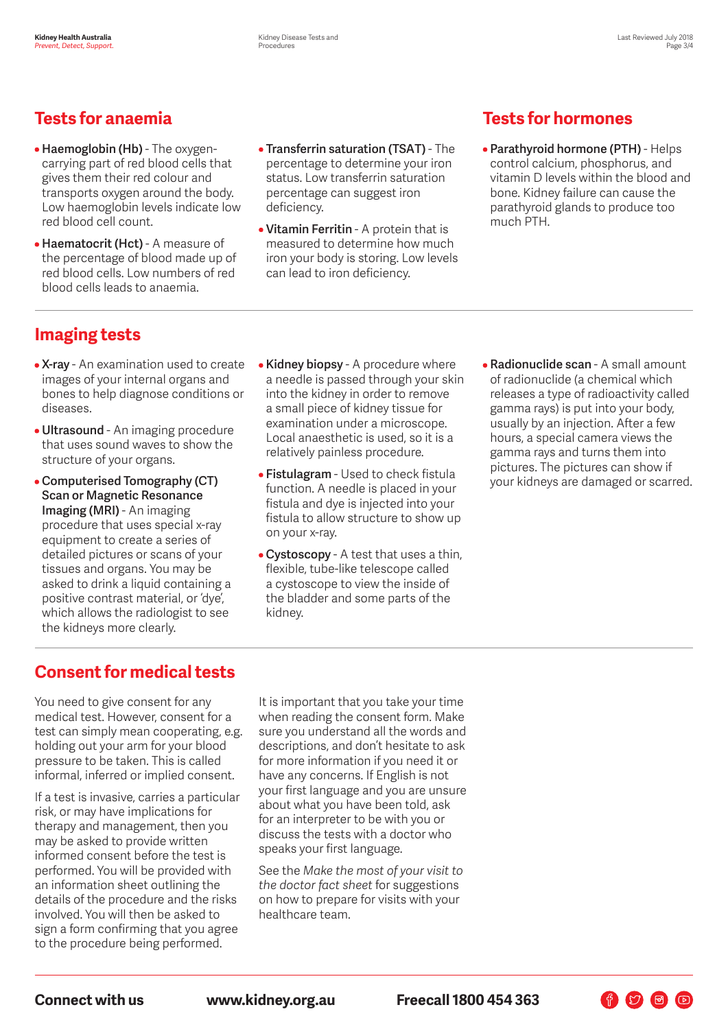## Tests for anaemia

- **Haemoglobin (Hb)** - The oxygen-carrying part of red blood cells that gives them their red colour and transports oxygen around the body. Low haemoglobin levels indicate low red blood cell count.
- **Haematocrit (Hct)** - A measure of the percentage of blood made up of red blood cells. Low numbers of red blood cells leads to anaemia.
- **Transferrin saturation (TSAT)** - The percentage to determine your iron status. Low transferrin saturation percentage can suggest iron deficiency.
- **Vitamin Ferritin** - A protein that is measured to determine how much iron your body is storing. Low levels can lead to iron deficiency.

## Tests for hormones

- **Parathyroid hormone (PTH)** - Helps control calcium, phosphorus, and vitamin D levels within the blood and bone. Kidney failure can cause the parathyroid glands to produce too much PTH.

## Imaging tests

- **X-ray** - An examination used to create images of your internal organs and bones to help diagnose conditions or diseases.
- **Ultrasound** - An imaging procedure that uses sound waves to show the structure of your organs.
- **Computerised Tomography (CT) Scan or Magnetic Resonance Imaging (MRI)** - An imaging procedure that uses special x-ray equipment to create a series of detailed pictures or scans of your tissues and organs. You may be asked to drink a liquid containing a positive contrast material, or 'dye', which allows the radiologist to see the kidneys more clearly.
- **Kidney biopsy** - A procedure where a needle is passed through your skin into the kidney in order to remove a small piece of kidney tissue for examination under a microscope. Local anaesthetic is used, so it is a relatively painless procedure.
- **Fistulagram** - Used to check fistula function. A needle is placed in your fistula and dye is injected into your fistula to allow structure to show up on your x-ray.
- **Cystoscopy** - A test that uses a thin, flexible, tube-like telescope called a cystoscope to view the inside of the bladder and some parts of the kidney.
- **Radionuclide scan** - A small amount of radionuclide (a chemical which releases a type of radioactivity called gamma rays) is put into your body, usually by an injection. After a few hours, a special camera views the gamma rays and turns them into pictures. The pictures can show if your kidneys are damaged or scarred.

## Consent for medical tests

You need to give consent for any medical test. However, consent for a test can simply mean cooperating, e.g. holding out your arm for your blood pressure to be taken. This is called informal, inferred or implied consent.

If a test is invasive, carries a particular risk, or may have implications for therapy and management, then you may be asked to provide written informed consent before the test is performed. You will be provided with an information sheet outlining the details of the procedure and the risks involved. You will then be asked to sign a form confirming that you agree to the procedure being performed.

It is important that you take your time when reading the consent form. Make sure you understand all the words and descriptions, and don't hesitate to ask for more information if you need it or have any concerns. If English is not your first language and you are unsure about what you have been told, ask for an interpreter to be with you or discuss the tests with a doctor who speaks your first language.

See the *Make the most of your visit to the doctor fact sheet* for suggestions on how to prepare for visits with your healthcare team.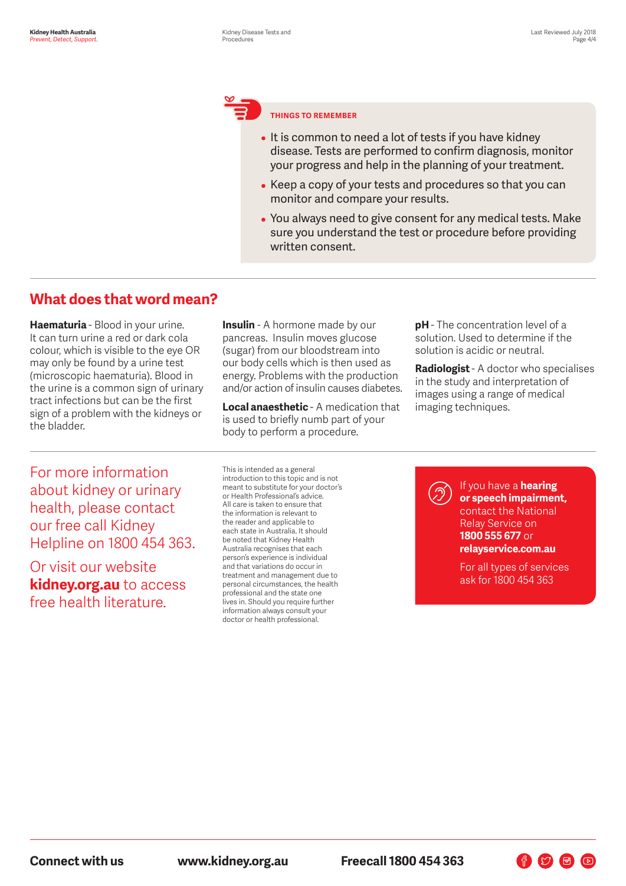**THINGS TO REMEMBER**

- It is common to need a lot of tests if you have kidney disease. Tests are performed to confirm diagnosis, monitor your progress and help in the planning of your treatment.
- Keep a copy of your tests and procedures so that you can monitor and compare your results.
- You always need to give consent for any medical tests. Make sure you understand the test or procedure before providing written consent.

## What does that word mean?

**Haematuria** - Blood in your urine. It can turn urine a red or dark cola colour, which is visible to the eye OR may only be found by a urine test (microscopic haematuria). Blood in the urine is a common sign of urinary tract infections but can be the first sign of a problem with the kidneys or the bladder.

**Insulin** - A hormone made by our pancreas. Insulin moves glucose (sugar) from our bloodstream into our body cells which is then used as energy. Problems with the production and/or action of insulin causes diabetes.

**Local anaesthetic** - A medication that is used to briefly numb part of your body to perform a procedure.

**pH** - The concentration level of a solution. Used to determine if the solution is acidic or neutral.

**Radiologist** - A doctor who specialises in the study and interpretation of images using a range of medical imaging techniques.

For more information about kidney or urinary health, please contact our free call Kidney Helpline on 1800 454 363.

Or visit our website **kidney.org.au** to access free health literature.

This is intended as a general introduction to this topic and is not meant to substitute for your doctor's or Health Professional's advice. All care is taken to ensure that the information is relevant to the reader and applicable to each state in Australia. It should be noted that Kidney Health Australia recognises that each person's experience is individual and that variations do occur in treatment and management due to personal circumstances, the health professional and the state one lives in. Should you require further information always consult your doctor or health professional.

If you have a **hearing or speech impairment,** contact the National Relay Service on **1800 555 677** or **relayservice.com.au**

For all types of services ask for 1800 454 363

**Connect with us** **www.kidney.org.au** **Freecall 1800 454 363**